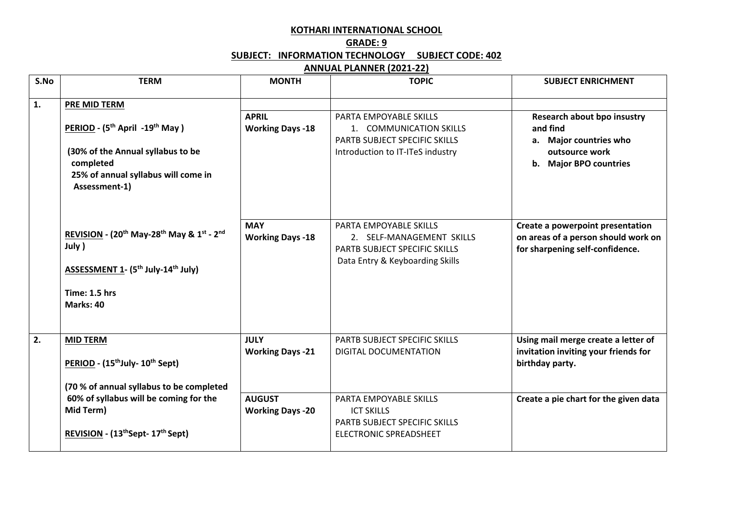# KOTHARI INTERNATIONAL SCHOOL

## GRADE: 9

## SUBJECT: INFORMATION TECHNOLOGY SUBJECT CODE: 402

## ANNUAL PLANNER (2021-22)

| S.No | TERM | MONTH | TOPIC | SUBJECT ENRICHMENT |
|---|---|---|---|---|
| 1. | **PRE MID TERM**<br><br>**PERIOD - (5th April -19th May )**<br><br>**(30% of the Annual syllabus to be completed 25% of annual syllabus will come in Assessment-1)** | | | |
| | | **APRIL**<br>**Working Days -18** | PARTA EMPOYABLE SKILLS<br>1. COMMUNICATION SKILLS<br>PARTB SUBJECT SPECIFIC SKILLS<br>Introduction to IT-ITeS industry | **Research about bpo insustry and find**<br>**a. Major countries who outsource work**<br>**b. Major BPO countries** |
| | **REVISION - (20th May-28th May & 1st - 2nd July )**<br><br>**ASSESSMENT 1- (5th July-14th July)**<br><br>**Time: 1.5 hrs**<br>**Marks: 40** | **MAY**<br>**Working Days -18** | PARTA EMPOYABLE SKILLS<br>2. SELF-MANAGEMENT SKILLS<br>PARTB SUBJECT SPECIFIC SKILLS<br>Data Entry & Keyboarding Skills | **Create a powerpoint presentation on areas of a person should work on for sharpening self-confidence.** |
| 2. | **MID TERM**<br><br>**PERIOD - (15thJuly- 10th Sept)**<br><br>**(70 % of annual syllabus to be completed 60% of syllabus will be coming for the Mid Term)**<br><br>**REVISION - (13thSept- 17th Sept)** | **JULY**<br>**Working Days -21** | PARTB SUBJECT SPECIFIC SKILLS<br>DIGITAL DOCUMENTATION | **Using mail merge create a letter of invitation inviting your friends for birthday party.** |
| | | **AUGUST**<br>**Working Days -20** | PARTA EMPOYABLE SKILLS<br>ICT SKILLS<br>PARTB SUBJECT SPECIFIC SKILLS<br>ELECTRONIC SPREADSHEET | **Create a pie chart for the given data** |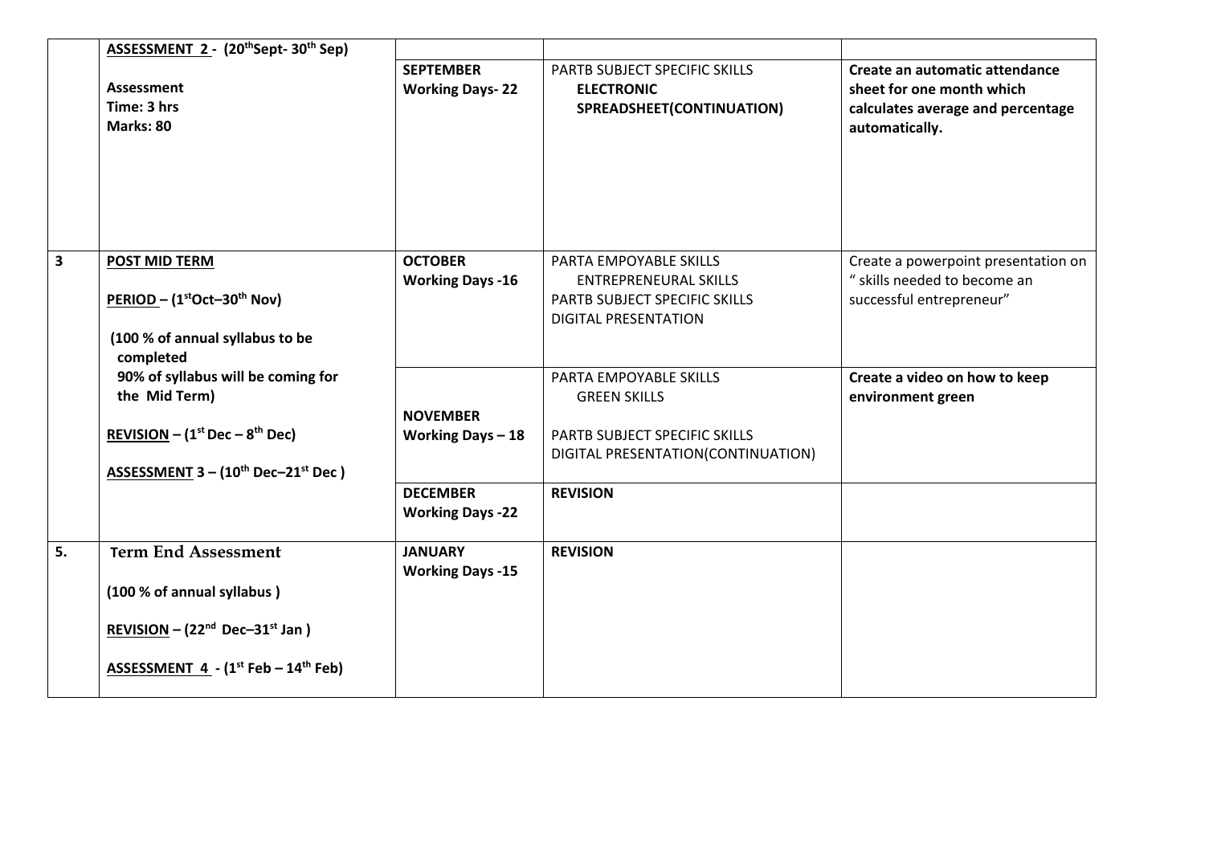| | | | | |
|---|---|---|---|---|
| | **ASSESSMENT 2 - (20th Sept- 30th Sep)**<br><br>**Assessment**<br>**Time: 3 hrs**<br>**Marks: 80** | | | |
| | | **SEPTEMBER**<br>**Working Days- 22** | PARTB SUBJECT SPECIFIC SKILLS<br>**ELECTRONIC SPREADSHEET(CONTINUATION)** | **Create an automatic attendance sheet for one month which calculates average and percentage automatically.** |
| **3** | **POST MID TERM**<br><br>**PERIOD – (1st Oct–30th Nov)**<br><br>**(100 % of annual syllabus to be completed 90% of syllabus will be coming for the Mid Term)**<br><br>**REVISION – (1st Dec – 8th Dec)**<br><br>**ASSESSMENT 3 – (10th Dec–21st Dec )** | **OCTOBER**<br>**Working Days -16** | PARTA EMPOYABLE SKILLS<br>ENTREPRENEURAL SKILLS<br>PARTB SUBJECT SPECIFIC SKILLS<br>DIGITAL PRESENTATION | Create a powerpoint presentation on " skills needed to become an successful entrepreneur" |
| | | **NOVEMBER**<br>**Working Days – 18** | PARTA EMPOYABLE SKILLS<br>GREEN SKILLS<br><br>PARTB SUBJECT SPECIFIC SKILLS<br>DIGITAL PRESENTATION(CONTINUATION) | **Create a video on how to keep environment green** |
| | | **DECEMBER**<br>**Working Days -22** | **REVISION** | |
| **5.** | **Term End Assessment**<br><br>**(100 % of annual syllabus )**<br><br>**REVISION – (22nd Dec–31st Jan )**<br><br>**ASSESSMENT 4 - (1st Feb – 14th Feb)** | **JANUARY**<br>**Working Days -15** | **REVISION** | |